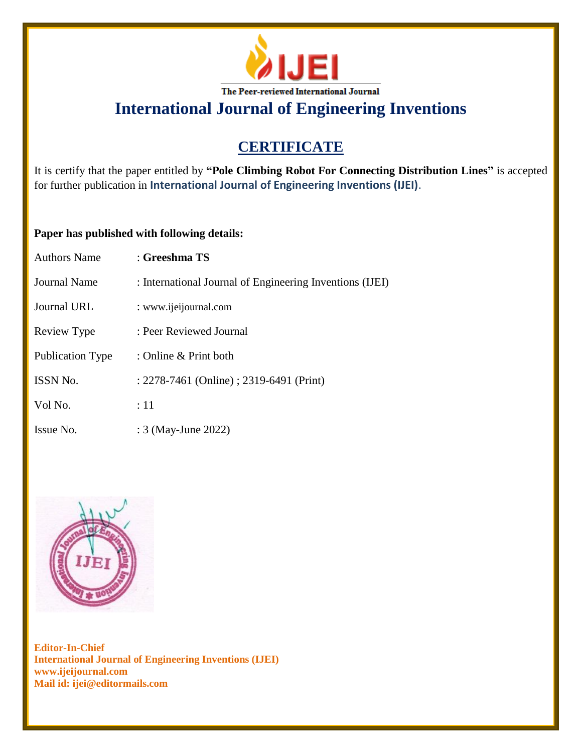IJEI

The Peer-reviewed International Journal

# International Journal of Engineering Inventions

## CERTIFICATE

It is certify that the paper entitled by **"Pole Climbing Robot For Connecting Distribution Lines"** is accepted for further publication in **International Journal of Engineering Inventions (IJEI)**.

**Paper has published with following details:**

| | |
|---|---|
| Authors Name | : **Greeshma TS** |
| Journal Name | : International Journal of Engineering Inventions (IJEI) |
| Journal URL | : www.ijeijournal.com |
| Review Type | : Peer Reviewed Journal |
| Publication Type | : Online & Print both |
| ISSN No. | : 2278-7461 (Online) ; 2319-6491 (Print) |
| Vol No. | : 11 |
| Issue No. | : 3 (May-June 2022) |

**Editor-In-Chief**
**International Journal of Engineering Inventions (IJEI)**
**www.ijeijournal.com**
**Mail id: ijei@editormails.com**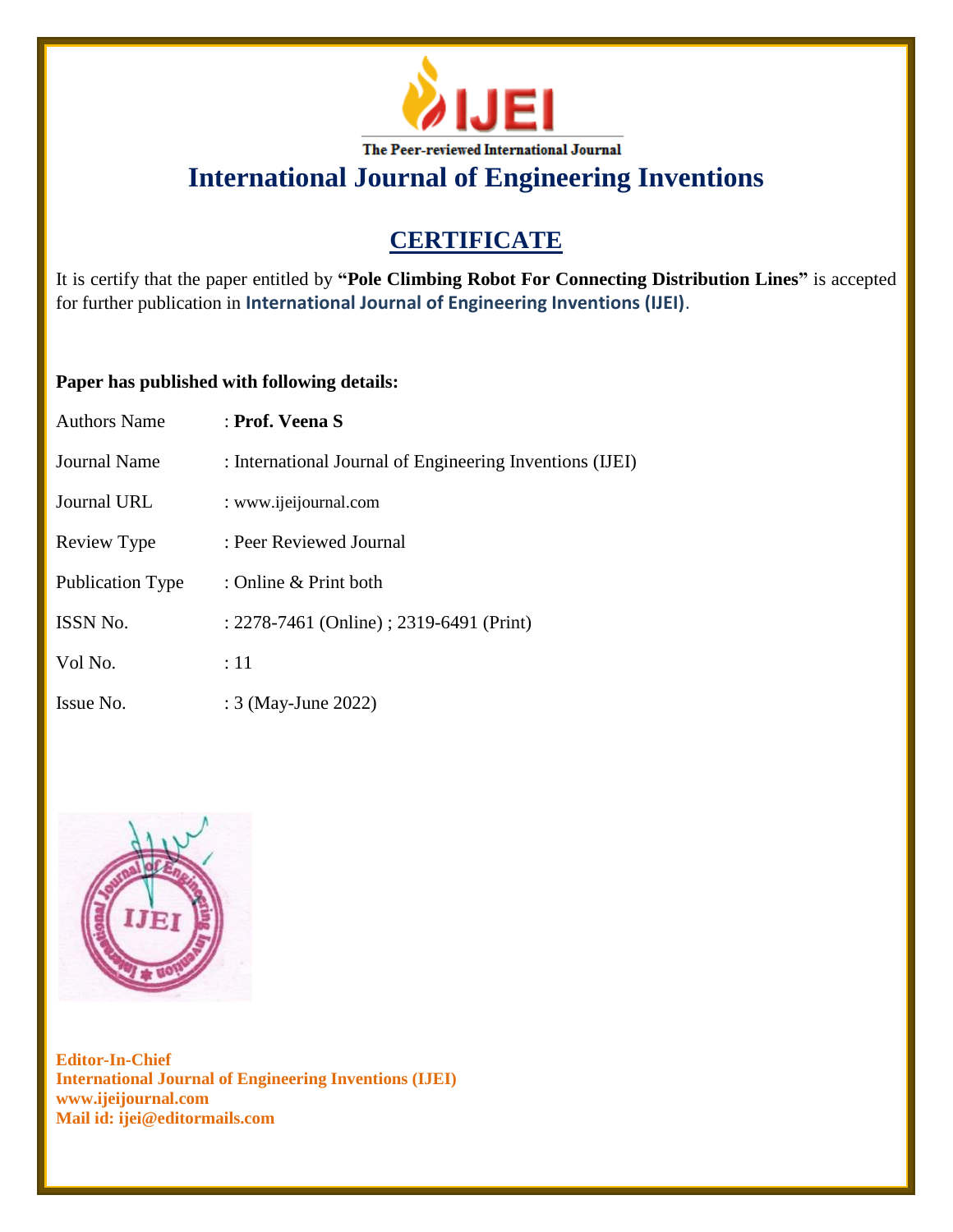# IJEI

The Peer-reviewed International Journal

# International Journal of Engineering Inventions

## CERTIFICATE

It is certify that the paper entitled by **"Pole Climbing Robot For Connecting Distribution Lines"** is accepted for further publication in **International Journal of Engineering Inventions (IJEI)**.

**Paper has published with following details:**

| | |
|---|---|
| Authors Name | : **Prof. Veena S** |
| Journal Name | : International Journal of Engineering Inventions (IJEI) |
| Journal URL | : www.ijeijournal.com |
| Review Type | : Peer Reviewed Journal |
| Publication Type | : Online & Print both |
| ISSN No. | : 2278-7461 (Online) ; 2319-6491 (Print) |
| Vol No. | : 11 |
| Issue No. | : 3 (May-June 2022) |

**Editor-In-Chief**
**International Journal of Engineering Inventions (IJEI)**
**www.ijeijournal.com**
**Mail id: ijei@editormails.com**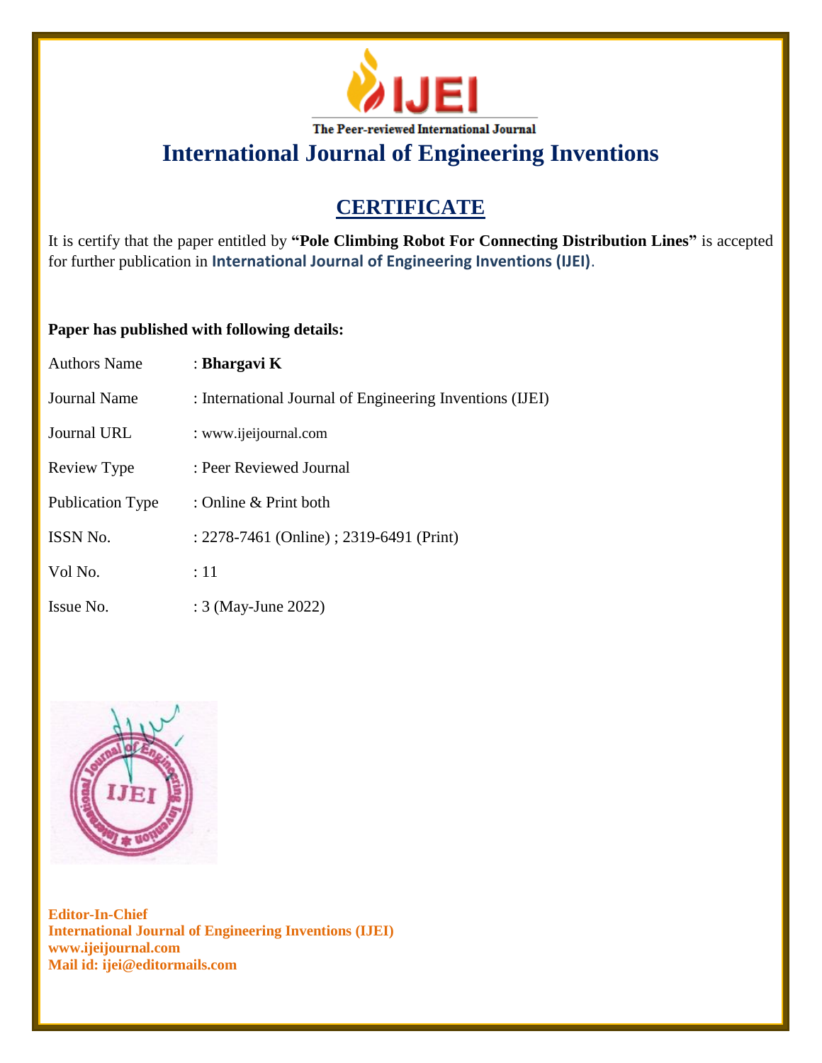**IJEI**

The Peer-reviewed International Journal

# International Journal of Engineering Inventions

## CERTIFICATE

It is certify that the paper entitled by **"Pole Climbing Robot For Connecting Distribution Lines"** is accepted for further publication in **International Journal of Engineering Inventions (IJEI)**.

**Paper has published with following details:**

| | |
|---|---|
| Authors Name | : **Bhargavi K** |
| Journal Name | : International Journal of Engineering Inventions (IJEI) |
| Journal URL | : www.ijeijournal.com |
| Review Type | : Peer Reviewed Journal |
| Publication Type | : Online & Print both |
| ISSN No. | : 2278-7461 (Online) ; 2319-6491 (Print) |
| Vol No. | : 11 |
| Issue No. | : 3 (May-June 2022) |

**Editor-In-Chief**
**International Journal of Engineering Inventions (IJEI)**
**www.ijeijournal.com**
**Mail id: ijei@editormails.com**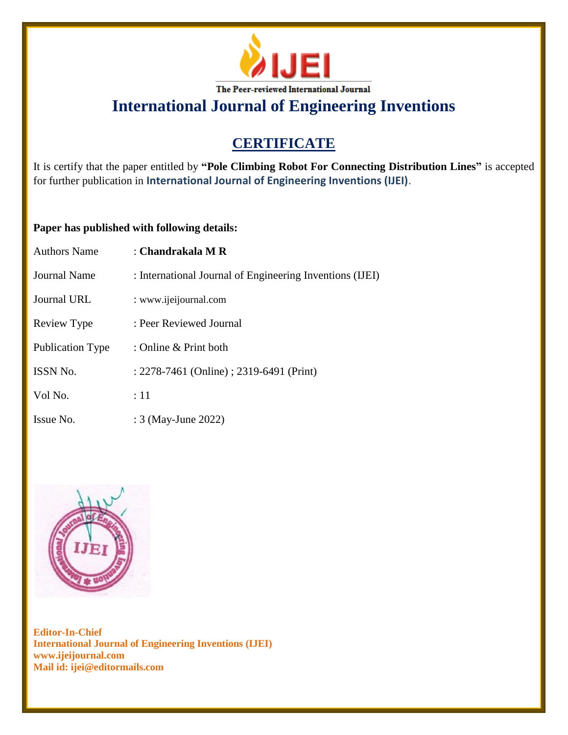# IJEI

The Peer-reviewed International Journal

# International Journal of Engineering Inventions

## CERTIFICATE

It is certify that the paper entitled by **"Pole Climbing Robot For Connecting Distribution Lines"** is accepted for further publication in **International Journal of Engineering Inventions (IJEI)**.

**Paper has published with following details:**

| | |
|---|---|
| Authors Name | : **Chandrakala M R** |
| Journal Name | : International Journal of Engineering Inventions (IJEI) |
| Journal URL | : www.ijeijournal.com |
| Review Type | : Peer Reviewed Journal |
| Publication Type | : Online & Print both |
| ISSN No. | : 2278-7461 (Online) ; 2319-6491 (Print) |
| Vol No. | : 11 |
| Issue No. | : 3 (May-June 2022) |

**Editor-In-Chief**
**International Journal of Engineering Inventions (IJEI)**
**www.ijeijournal.com**
**Mail id: ijei@editormails.com**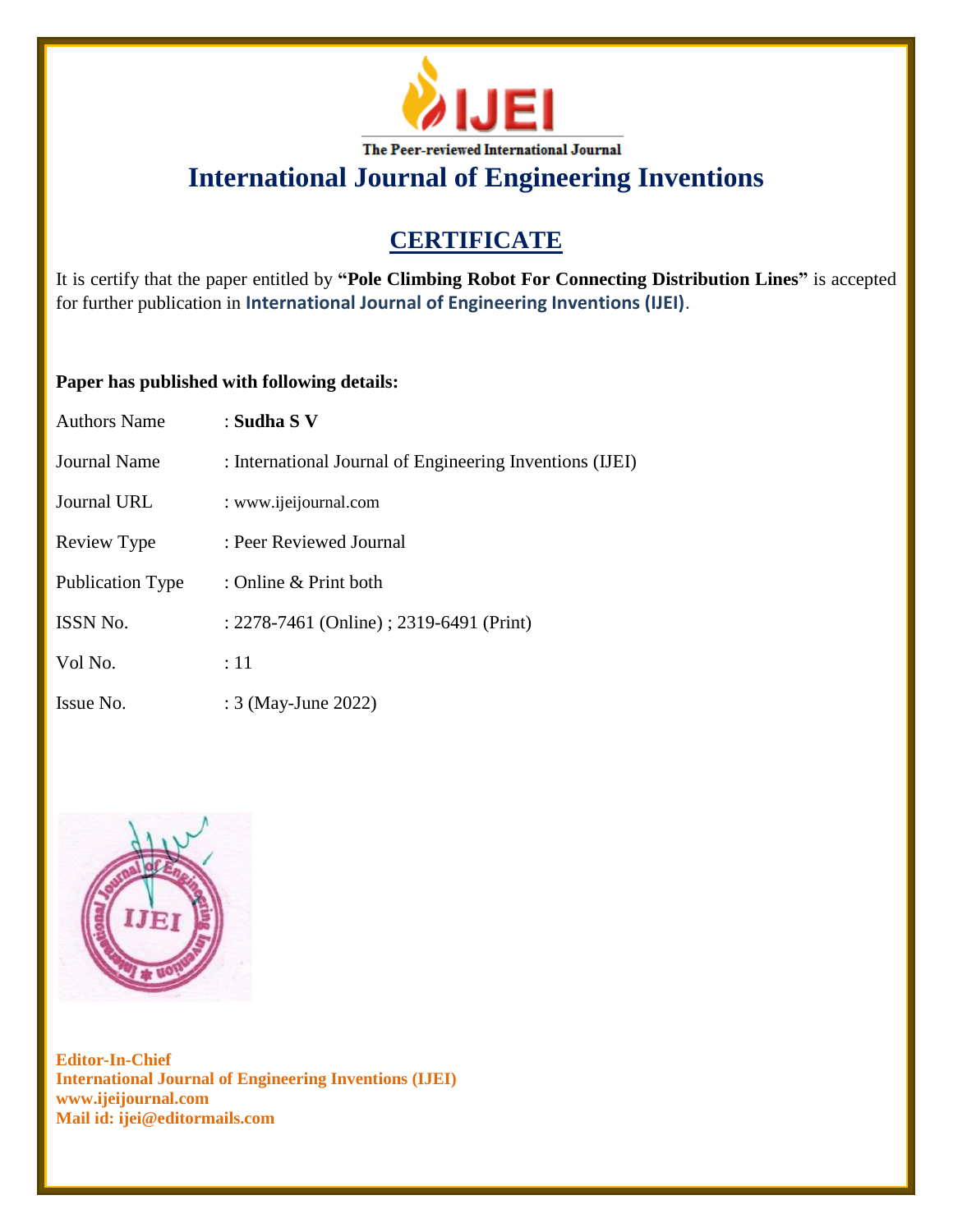IJEI

The Peer-reviewed International Journal

# International Journal of Engineering Inventions

## CERTIFICATE

It is certify that the paper entitled by **"Pole Climbing Robot For Connecting Distribution Lines"** is accepted for further publication in **International Journal of Engineering Inventions (IJEI)**.

**Paper has published with following details:**

| | |
|---|---|
| Authors Name | : **Sudha S V** |
| Journal Name | : International Journal of Engineering Inventions (IJEI) |
| Journal URL | : www.ijeijournal.com |
| Review Type | : Peer Reviewed Journal |
| Publication Type | : Online & Print both |
| ISSN No. | : 2278-7461 (Online) ; 2319-6491 (Print) |
| Vol No. | : 11 |
| Issue No. | : 3 (May-June 2022) |

**Editor-In-Chief**
**International Journal of Engineering Inventions (IJEI)**
**www.ijeijournal.com**
**Mail id: ijei@editormails.com**